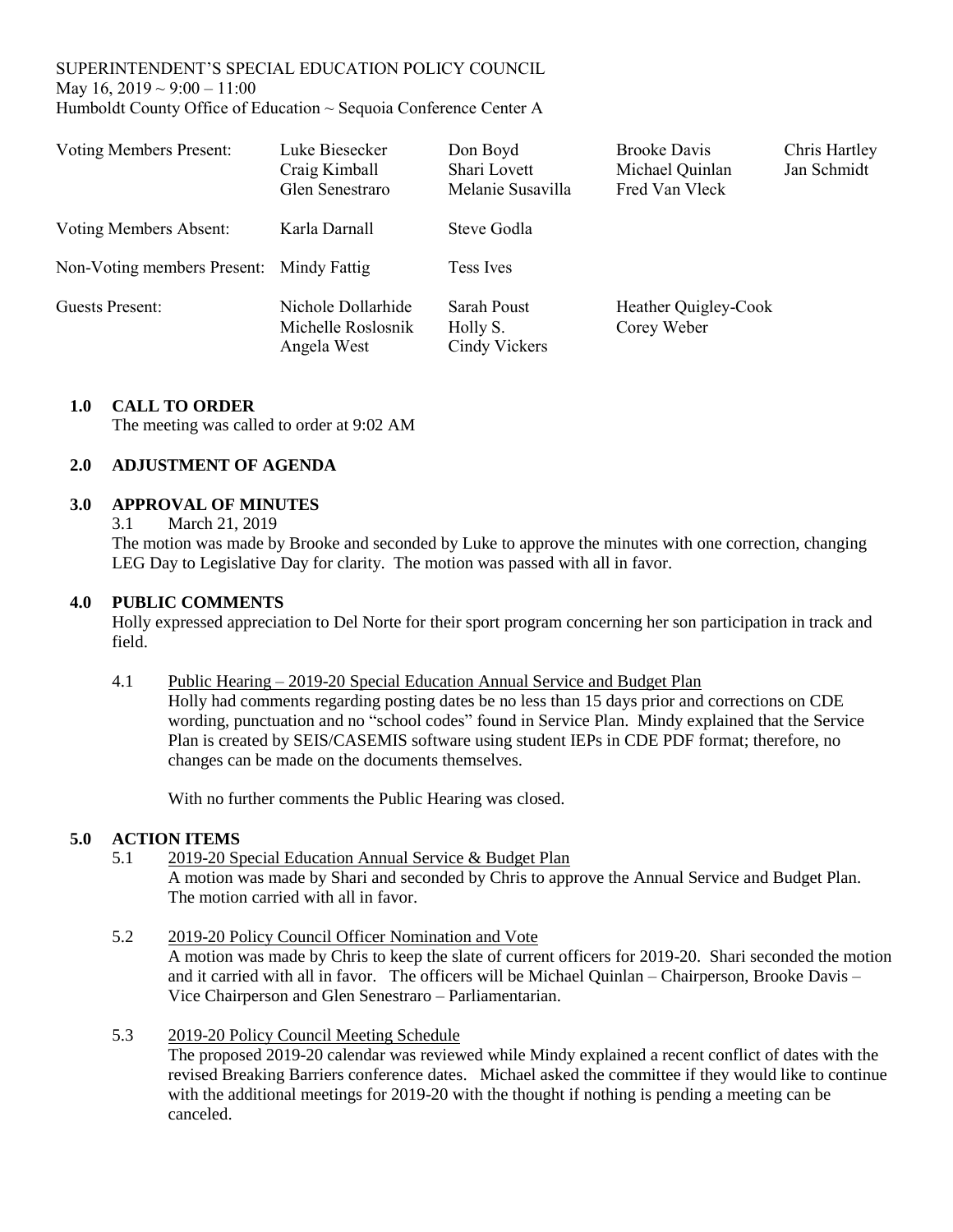SUPERINTENDENT'S SPECIAL EDUCATION POLICY COUNCIL
May 16, 2019 ~ 9:00 – 11:00
Humboldt County Office of Education ~ Sequoia Conference Center A

| | | | | |
|---|---|---|---|---|
| Voting Members Present: | Luke Biesecker<br>Craig Kimball<br>Glen Senestraro | Don Boyd<br>Shari Lovett<br>Melanie Susavilla | Brooke Davis<br>Michael Quinlan<br>Fred Van Vleck | Chris Hartley<br>Jan Schmidt |
| Voting Members Absent: | Karla Darnall | Steve Godla | | |
| Non-Voting members Present: | Mindy Fattig | Tess Ives | | |
| Guests Present: | Nichole Dollarhide<br>Michelle Roslosnik<br>Angela West | Sarah Poust<br>Holly S.<br>Cindy Vickers | Heather Quigley-Cook<br>Corey Weber | |

**1.0 CALL TO ORDER**

The meeting was called to order at 9:02 AM

**2.0 ADJUSTMENT OF AGENDA**

**3.0 APPROVAL OF MINUTES**

3.1 March 21, 2019

The motion was made by Brooke and seconded by Luke to approve the minutes with one correction, changing LEG Day to Legislative Day for clarity. The motion was passed with all in favor.

**4.0 PUBLIC COMMENTS**

Holly expressed appreciation to Del Norte for their sport program concerning her son participation in track and field.

4.1 Public Hearing – 2019-20 Special Education Annual Service and Budget Plan

Holly had comments regarding posting dates be no less than 15 days prior and corrections on CDE wording, punctuation and no "school codes" found in Service Plan. Mindy explained that the Service Plan is created by SEIS/CASEMIS software using student IEPs in CDE PDF format; therefore, no changes can be made on the documents themselves.

With no further comments the Public Hearing was closed.

**5.0 ACTION ITEMS**

5.1 2019-20 Special Education Annual Service & Budget Plan

A motion was made by Shari and seconded by Chris to approve the Annual Service and Budget Plan. The motion carried with all in favor.

5.2 2019-20 Policy Council Officer Nomination and Vote

A motion was made by Chris to keep the slate of current officers for 2019-20. Shari seconded the motion and it carried with all in favor. The officers will be Michael Quinlan – Chairperson, Brooke Davis – Vice Chairperson and Glen Senestraro – Parliamentarian.

5.3 2019-20 Policy Council Meeting Schedule

The proposed 2019-20 calendar was reviewed while Mindy explained a recent conflict of dates with the revised Breaking Barriers conference dates. Michael asked the committee if they would like to continue with the additional meetings for 2019-20 with the thought if nothing is pending a meeting can be canceled.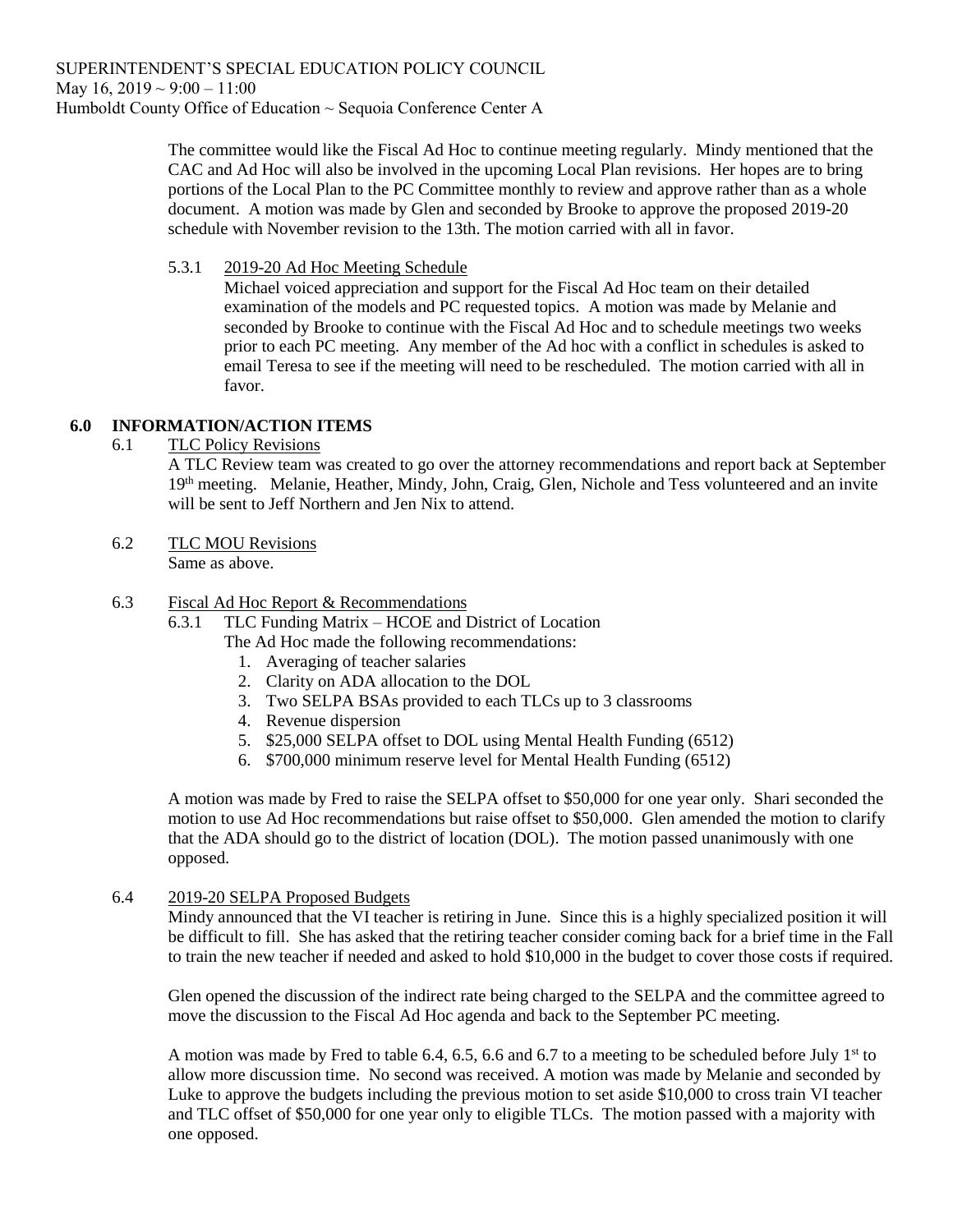The committee would like the Fiscal Ad Hoc to continue meeting regularly. Mindy mentioned that the CAC and Ad Hoc will also be involved in the upcoming Local Plan revisions. Her hopes are to bring portions of the Local Plan to the PC Committee monthly to review and approve rather than as a whole document. A motion was made by Glen and seconded by Brooke to approve the proposed 2019-20 schedule with November revision to the 13th. The motion carried with all in favor.

5.3.1 2019-20 Ad Hoc Meeting Schedule

Michael voiced appreciation and support for the Fiscal Ad Hoc team on their detailed examination of the models and PC requested topics. A motion was made by Melanie and seconded by Brooke to continue with the Fiscal Ad Hoc and to schedule meetings two weeks prior to each PC meeting. Any member of the Ad hoc with a conflict in schedules is asked to email Teresa to see if the meeting will need to be rescheduled. The motion carried with all in favor.

## 6.0 INFORMATION/ACTION ITEMS

6.1 TLC Policy Revisions

A TLC Review team was created to go over the attorney recommendations and report back at September 19th meeting. Melanie, Heather, Mindy, John, Craig, Glen, Nichole and Tess volunteered and an invite will be sent to Jeff Northern and Jen Nix to attend.

6.2 TLC MOU Revisions

Same as above.

6.3 Fiscal Ad Hoc Report & Recommendations

6.3.1 TLC Funding Matrix – HCOE and District of Location

The Ad Hoc made the following recommendations:

1. Averaging of teacher salaries
2. Clarity on ADA allocation to the DOL
3. Two SELPA BSAs provided to each TLCs up to 3 classrooms
4. Revenue dispersion
5. $25,000 SELPA offset to DOL using Mental Health Funding (6512)
6. $700,000 minimum reserve level for Mental Health Funding (6512)

A motion was made by Fred to raise the SELPA offset to $50,000 for one year only. Shari seconded the motion to use Ad Hoc recommendations but raise offset to $50,000. Glen amended the motion to clarify that the ADA should go to the district of location (DOL). The motion passed unanimously with one opposed.

6.4 2019-20 SELPA Proposed Budgets

Mindy announced that the VI teacher is retiring in June. Since this is a highly specialized position it will be difficult to fill. She has asked that the retiring teacher consider coming back for a brief time in the Fall to train the new teacher if needed and asked to hold $10,000 in the budget to cover those costs if required.

Glen opened the discussion of the indirect rate being charged to the SELPA and the committee agreed to move the discussion to the Fiscal Ad Hoc agenda and back to the September PC meeting.

A motion was made by Fred to table 6.4, 6.5, 6.6 and 6.7 to a meeting to be scheduled before July 1st to allow more discussion time. No second was received. A motion was made by Melanie and seconded by Luke to approve the budgets including the previous motion to set aside $10,000 to cross train VI teacher and TLC offset of $50,000 for one year only to eligible TLCs. The motion passed with a majority with one opposed.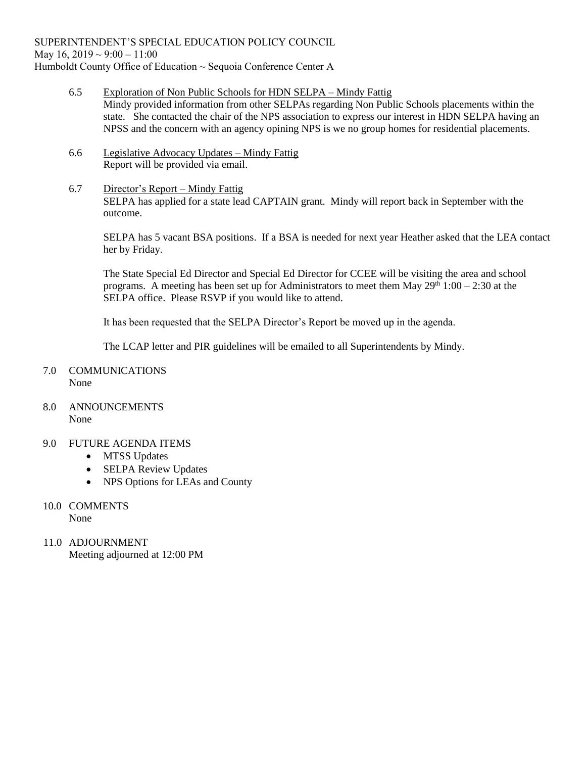SUPERINTENDENT'S SPECIAL EDUCATION POLICY COUNCIL
May 16, 2019 ~ 9:00 – 11:00
Humboldt County Office of Education ~ Sequoia Conference Center A

6.5 Exploration of Non Public Schools for HDN SELPA – Mindy Fattig
Mindy provided information from other SELPAs regarding Non Public Schools placements within the state. She contacted the chair of the NPS association to express our interest in HDN SELPA having an NPSS and the concern with an agency opining NPS is we no group homes for residential placements.

6.6 Legislative Advocacy Updates – Mindy Fattig
Report will be provided via email.

6.7 Director's Report – Mindy Fattig
SELPA has applied for a state lead CAPTAIN grant. Mindy will report back in September with the outcome.

SELPA has 5 vacant BSA positions. If a BSA is needed for next year Heather asked that the LEA contact her by Friday.

The State Special Ed Director and Special Ed Director for CCEE will be visiting the area and school programs. A meeting has been set up for Administrators to meet them May 29th 1:00 – 2:30 at the SELPA office. Please RSVP if you would like to attend.

It has been requested that the SELPA Director's Report be moved up in the agenda.

The LCAP letter and PIR guidelines will be emailed to all Superintendents by Mindy.

7.0 COMMUNICATIONS
None

8.0 ANNOUNCEMENTS
None

9.0 FUTURE AGENDA ITEMS
- MTSS Updates
- SELPA Review Updates
- NPS Options for LEAs and County

10.0 COMMENTS
None

11.0 ADJOURNMENT
Meeting adjourned at 12:00 PM